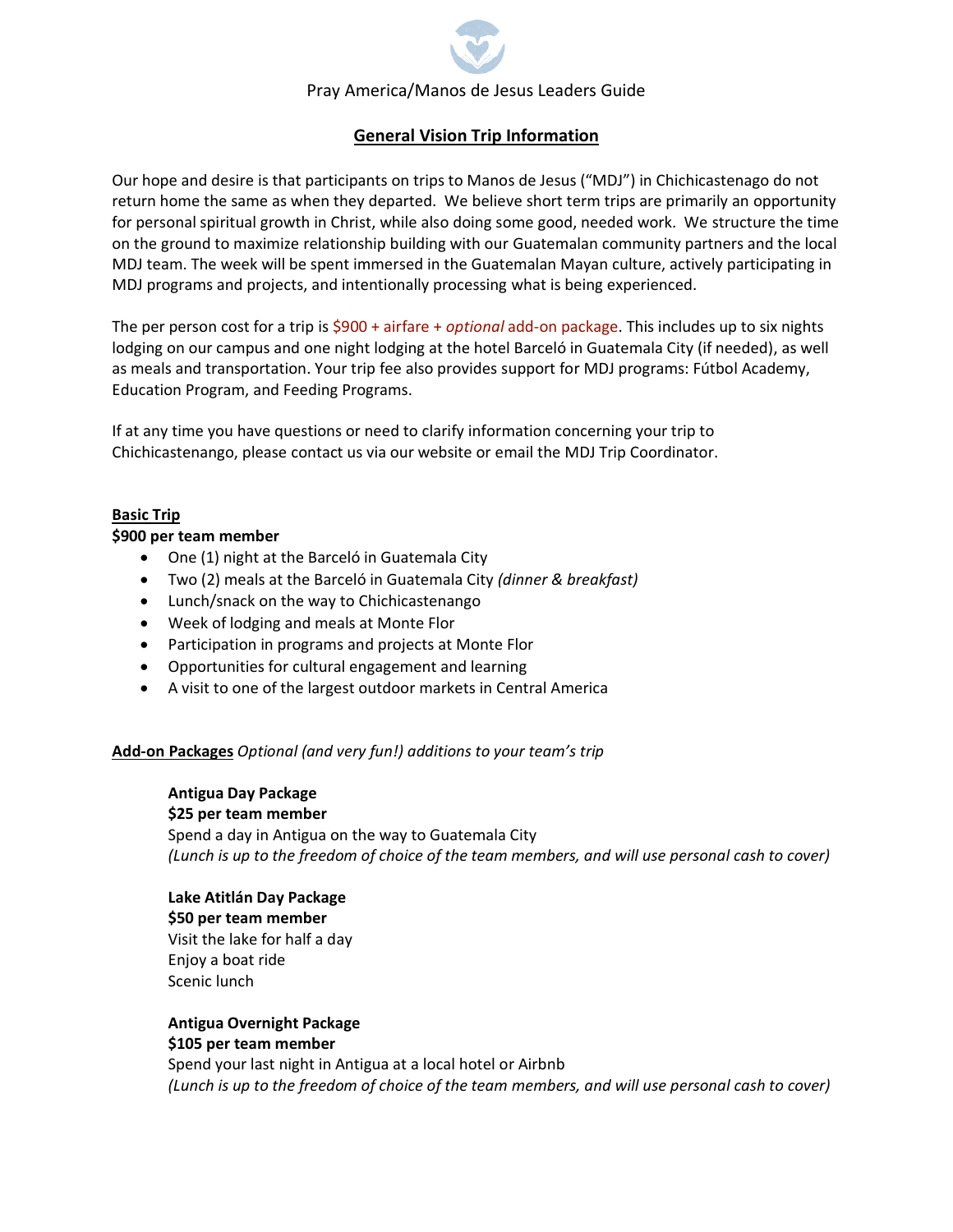Pray America/Manos de Jesus Leaders Guide

## General Vision Trip Information

Our hope and desire is that participants on trips to Manos de Jesus ("MDJ") in Chichicastenago do not return home the same as when they departed. We believe short term trips are primarily an opportunity for personal spiritual growth in Christ, while also doing some good, needed work. We structure the time on the ground to maximize relationship building with our Guatemalan community partners and the local MDJ team. The week will be spent immersed in the Guatemalan Mayan culture, actively participating in MDJ programs and projects, and intentionally processing what is being experienced.

The per person cost for a trip is $900 + airfare + *optional* add-on package. This includes up to six nights lodging on our campus and one night lodging at the hotel Barceló in Guatemala City (if needed), as well as meals and transportation. Your trip fee also provides support for MDJ programs: Fútbol Academy, Education Program, and Feeding Programs.

If at any time you have questions or need to clarify information concerning your trip to Chichicastenango, please contact us via our website or email the MDJ Trip Coordinator.

### Basic Trip

**$900 per team member**

- One (1) night at the Barceló in Guatemala City
- Two (2) meals at the Barceló in Guatemala City *(dinner & breakfast)*
- Lunch/snack on the way to Chichicastenango
- Week of lodging and meals at Monte Flor
- Participation in programs and projects at Monte Flor
- Opportunities for cultural engagement and learning
- A visit to one of the largest outdoor markets in Central America

### Add-on Packages *Optional (and very fun!) additions to your team's trip*

**Antigua Day Package**
**$25 per team member**
Spend a day in Antigua on the way to Guatemala City
*(Lunch is up to the freedom of choice of the team members, and will use personal cash to cover)*

**Lake Atitlán Day Package**
**$50 per team member**
Visit the lake for half a day
Enjoy a boat ride
Scenic lunch

**Antigua Overnight Package**
**$105 per team member**
Spend your last night in Antigua at a local hotel or Airbnb
*(Lunch is up to the freedom of choice of the team members, and will use personal cash to cover)*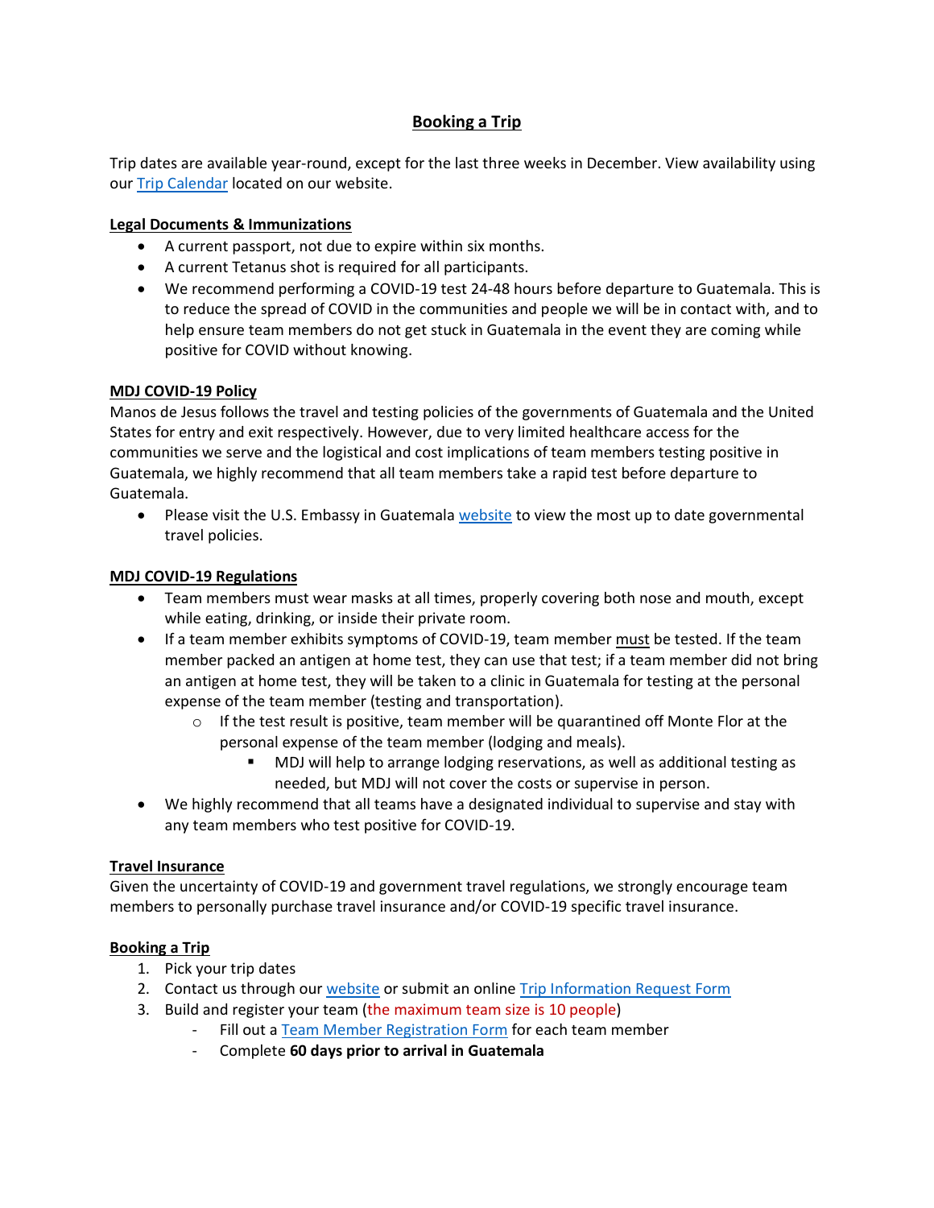## Booking a Trip

Trip dates are available year-round, except for the last three weeks in December. View availability using our Trip Calendar located on our website.

### Legal Documents & Immunizations

- A current passport, not due to expire within six months.
- A current Tetanus shot is required for all participants.
- We recommend performing a COVID-19 test 24-48 hours before departure to Guatemala. This is to reduce the spread of COVID in the communities and people we will be in contact with, and to help ensure team members do not get stuck in Guatemala in the event they are coming while positive for COVID without knowing.

### MDJ COVID-19 Policy

Manos de Jesus follows the travel and testing policies of the governments of Guatemala and the United States for entry and exit respectively. However, due to very limited healthcare access for the communities we serve and the logistical and cost implications of team members testing positive in Guatemala, we highly recommend that all team members take a rapid test before departure to Guatemala.

- Please visit the U.S. Embassy in Guatemala website to view the most up to date governmental travel policies.

### MDJ COVID-19 Regulations

- Team members must wear masks at all times, properly covering both nose and mouth, except while eating, drinking, or inside their private room.
- If a team member exhibits symptoms of COVID-19, team member must be tested. If the team member packed an antigen at home test, they can use that test; if a team member did not bring an antigen at home test, they will be taken to a clinic in Guatemala for testing at the personal expense of the team member (testing and transportation).
  - If the test result is positive, team member will be quarantined off Monte Flor at the personal expense of the team member (lodging and meals).
    - MDJ will help to arrange lodging reservations, as well as additional testing as needed, but MDJ will not cover the costs or supervise in person.
- We highly recommend that all teams have a designated individual to supervise and stay with any team members who test positive for COVID-19.

### Travel Insurance

Given the uncertainty of COVID-19 and government travel regulations, we strongly encourage team members to personally purchase travel insurance and/or COVID-19 specific travel insurance.

### Booking a Trip

1. Pick your trip dates
2. Contact us through our website or submit an online Trip Information Request Form
3. Build and register your team (the maximum team size is 10 people)
   - Fill out a Team Member Registration Form for each team member
   - Complete **60 days prior to arrival in Guatemala**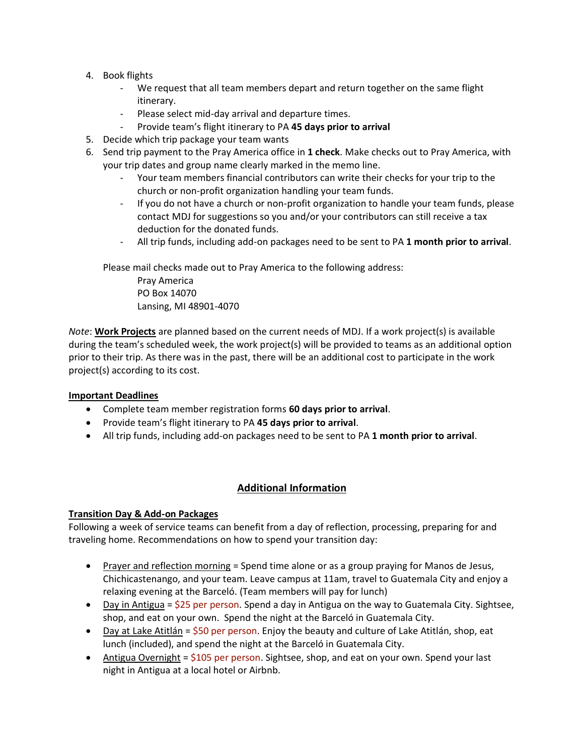4. Book flights
    - We request that all team members depart and return together on the same flight itinerary.
    - Please select mid-day arrival and departure times.
    - Provide team's flight itinerary to PA **45 days prior to arrival**
5. Decide which trip package your team wants
6. Send trip payment to the Pray America office in **1 check**. Make checks out to Pray America, with your trip dates and group name clearly marked in the memo line.
    - Your team members financial contributors can write their checks for your trip to the church or non-profit organization handling your team funds.
    - If you do not have a church or non-profit organization to handle your team funds, please contact MDJ for suggestions so you and/or your contributors can still receive a tax deduction for the donated funds.
    - All trip funds, including add-on packages need to be sent to PA **1 month prior to arrival**.

    Please mail checks made out to Pray America to the following address:

    Pray America
    PO Box 14070
    Lansing, MI 48901-4070

*Note*: **Work Projects** are planned based on the current needs of MDJ. If a work project(s) is available during the team's scheduled week, the work project(s) will be provided to teams as an additional option prior to their trip. As there was in the past, there will be an additional cost to participate in the work project(s) according to its cost.

**Important Deadlines**

- Complete team member registration forms **60 days prior to arrival**.
- Provide team's flight itinerary to PA **45 days prior to arrival**.
- All trip funds, including add-on packages need to be sent to PA **1 month prior to arrival**.

## Additional Information

**Transition Day & Add-on Packages**

Following a week of service teams can benefit from a day of reflection, processing, preparing for and traveling home. Recommendations on how to spend your transition day:

- Prayer and reflection morning = Spend time alone or as a group praying for Manos de Jesus, Chichicastenango, and your team. Leave campus at 11am, travel to Guatemala City and enjoy a relaxing evening at the Barceló. (Team members will pay for lunch)
- Day in Antigua = $25 per person. Spend a day in Antigua on the way to Guatemala City. Sightsee, shop, and eat on your own. Spend the night at the Barceló in Guatemala City.
- Day at Lake Atitlán = $50 per person. Enjoy the beauty and culture of Lake Atitlán, shop, eat lunch (included), and spend the night at the Barceló in Guatemala City.
- Antigua Overnight = $105 per person. Sightsee, shop, and eat on your own. Spend your last night in Antigua at a local hotel or Airbnb.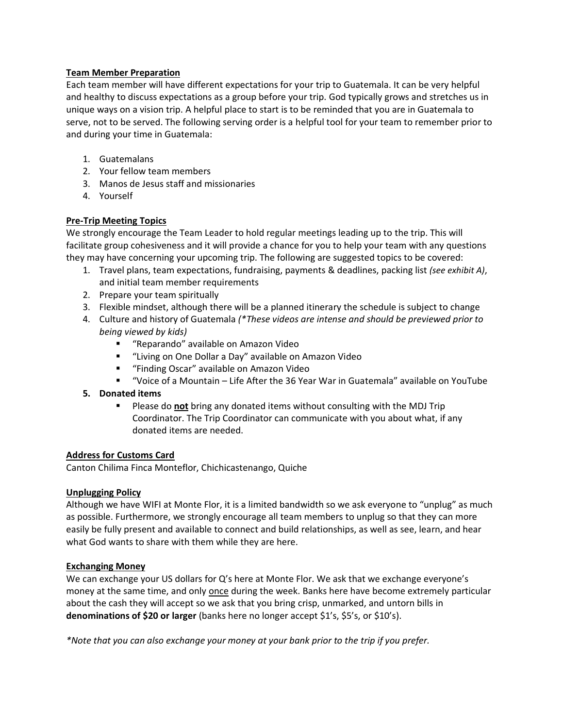**Team Member Preparation**

Each team member will have different expectations for your trip to Guatemala. It can be very helpful and healthy to discuss expectations as a group before your trip. God typically grows and stretches us in unique ways on a vision trip. A helpful place to start is to be reminded that you are in Guatemala to serve, not to be served. The following serving order is a helpful tool for your team to remember prior to and during your time in Guatemala:

1. Guatemalans
2. Your fellow team members
3. Manos de Jesus staff and missionaries
4. Yourself

**Pre-Trip Meeting Topics**

We strongly encourage the Team Leader to hold regular meetings leading up to the trip. This will facilitate group cohesiveness and it will provide a chance for you to help your team with any questions they may have concerning your upcoming trip. The following are suggested topics to be covered:

1. Travel plans, team expectations, fundraising, payments & deadlines, packing list *(see exhibit A)*, and initial team member requirements
2. Prepare your team spiritually
3. Flexible mindset, although there will be a planned itinerary the schedule is subject to change
4. Culture and history of Guatemala *(*These videos are intense and should be previewed prior to being viewed by kids)*
   - "Reparando" available on Amazon Video
   - "Living on One Dollar a Day" available on Amazon Video
   - "Finding Oscar" available on Amazon Video
   - "Voice of a Mountain – Life After the 36 Year War in Guatemala" available on YouTube
5. **Donated items**
   - Please do **not** bring any donated items without consulting with the MDJ Trip Coordinator. The Trip Coordinator can communicate with you about what, if any donated items are needed.

**Address for Customs Card**

Canton Chilima Finca Monteflor, Chichicastenango, Quiche

**Unplugging Policy**

Although we have WIFI at Monte Flor, it is a limited bandwidth so we ask everyone to "unplug" as much as possible. Furthermore, we strongly encourage all team members to unplug so that they can more easily be fully present and available to connect and build relationships, as well as see, learn, and hear what God wants to share with them while they are here.

**Exchanging Money**

We can exchange your US dollars for Q's here at Monte Flor. We ask that we exchange everyone's money at the same time, and only once during the week. Banks here have become extremely particular about the cash they will accept so we ask that you bring crisp, unmarked, and untorn bills in **denominations of $20 or larger** (banks here no longer accept $1's, $5's, or $10's).

*\*Note that you can also exchange your money at your bank prior to the trip if you prefer.*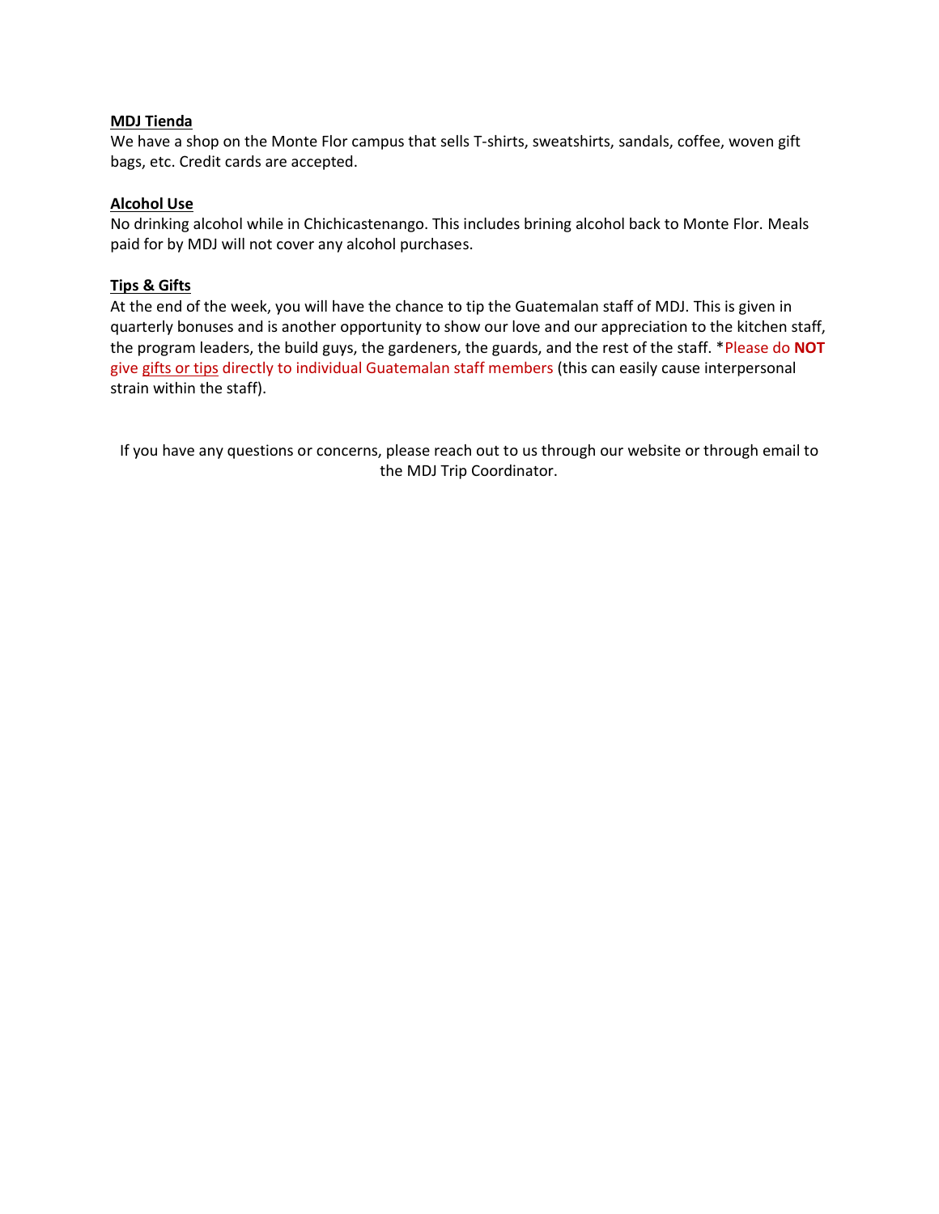**MDJ Tienda**

We have a shop on the Monte Flor campus that sells T-shirts, sweatshirts, sandals, coffee, woven gift bags, etc. Credit cards are accepted.

**Alcohol Use**

No drinking alcohol while in Chichicastenango. This includes brining alcohol back to Monte Flor. Meals paid for by MDJ will not cover any alcohol purchases.

**Tips & Gifts**

At the end of the week, you will have the chance to tip the Guatemalan staff of MDJ. This is given in quarterly bonuses and is another opportunity to show our love and our appreciation to the kitchen staff, the program leaders, the build guys, the gardeners, the guards, and the rest of the staff. *Please do **NOT** give gifts or tips directly to individual Guatemalan staff members (this can easily cause interpersonal strain within the staff).

If you have any questions or concerns, please reach out to us through our website or through email to the MDJ Trip Coordinator.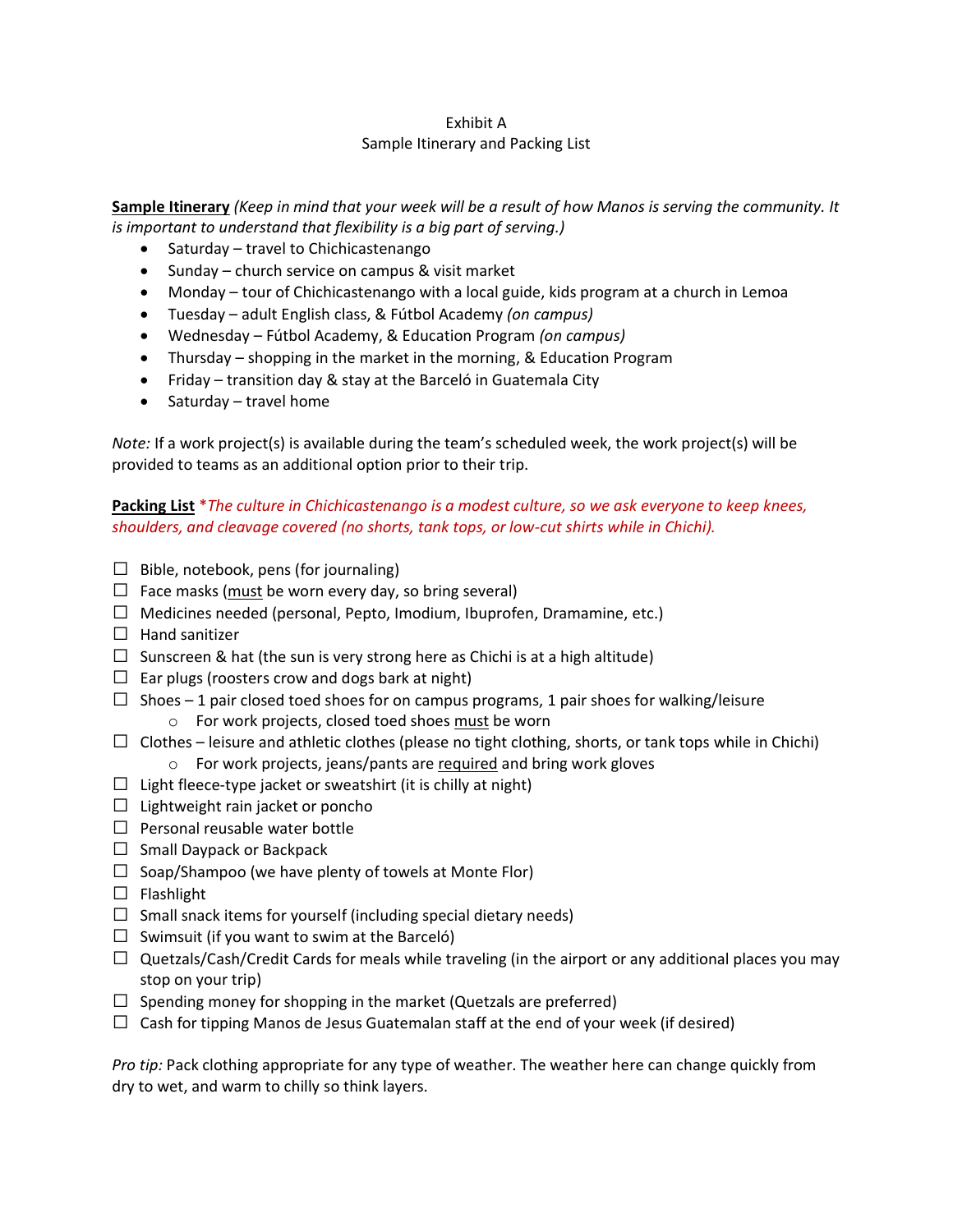Exhibit A
Sample Itinerary and Packing List

**<u>Sample Itinerary</u>** *(Keep in mind that your week will be a result of how Manos is serving the community. It is important to understand that flexibility is a big part of serving.)*

- Saturday – travel to Chichicastenango
- Sunday – church service on campus & visit market
- Monday – tour of Chichicastenango with a local guide, kids program at a church in Lemoa
- Tuesday – adult English class, & Fútbol Academy *(on campus)*
- Wednesday – Fútbol Academy, & Education Program *(on campus)*
- Thursday – shopping in the market in the morning, & Education Program
- Friday – transition day & stay at the Barceló in Guatemala City
- Saturday – travel home

*Note:* If a work project(s) is available during the team's scheduled week, the work project(s) will be provided to teams as an additional option prior to their trip.

**<u>Packing List</u>** **The culture in Chichicastenango is a modest culture, so we ask everyone to keep knees, shoulders, and cleavage covered (no shorts, tank tops, or low-cut shirts while in Chichi).*

- ☐ Bible, notebook, pens (for journaling)
- ☐ Face masks (<u>must</u> be worn every day, so bring several)
- ☐ Medicines needed (personal, Pepto, Imodium, Ibuprofen, Dramamine, etc.)
- ☐ Hand sanitizer
- ☐ Sunscreen & hat (the sun is very strong here as Chichi is at a high altitude)
- ☐ Ear plugs (roosters crow and dogs bark at night)
- ☐ Shoes – 1 pair closed toed shoes for on campus programs, 1 pair shoes for walking/leisure
  - For work projects, closed toed shoes <u>must</u> be worn
- ☐ Clothes – leisure and athletic clothes (please no tight clothing, shorts, or tank tops while in Chichi)
  - For work projects, jeans/pants are <u>required</u> and bring work gloves
- ☐ Light fleece-type jacket or sweatshirt (it is chilly at night)
- ☐ Lightweight rain jacket or poncho
- ☐ Personal reusable water bottle
- ☐ Small Daypack or Backpack
- ☐ Soap/Shampoo (we have plenty of towels at Monte Flor)
- ☐ Flashlight
- ☐ Small snack items for yourself (including special dietary needs)
- ☐ Swimsuit (if you want to swim at the Barceló)
- ☐ Quetzals/Cash/Credit Cards for meals while traveling (in the airport or any additional places you may stop on your trip)
- ☐ Spending money for shopping in the market (Quetzals are preferred)
- ☐ Cash for tipping Manos de Jesus Guatemalan staff at the end of your week (if desired)

*Pro tip:* Pack clothing appropriate for any type of weather. The weather here can change quickly from dry to wet, and warm to chilly so think layers.